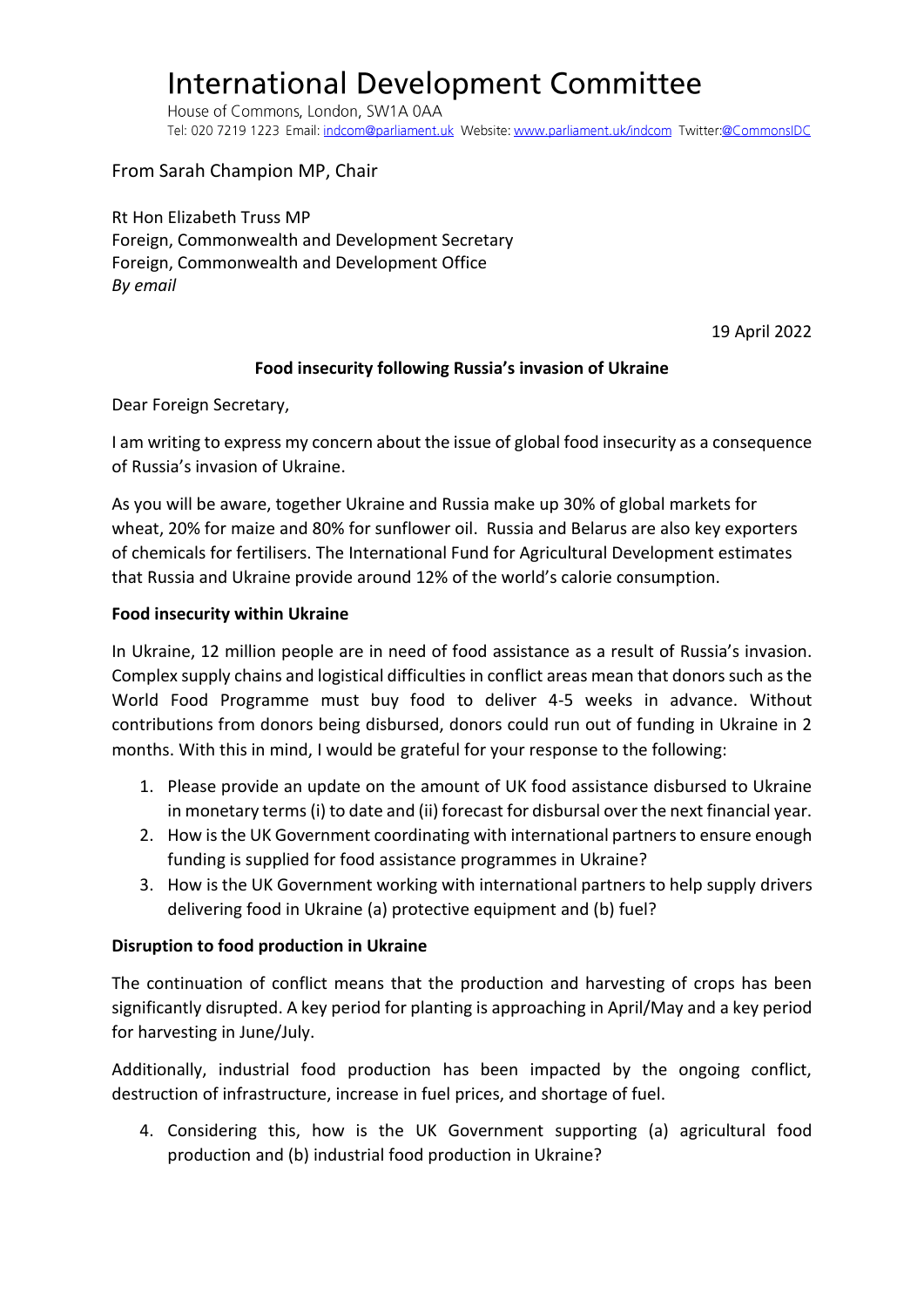# International Development Committee

House of Commons, London, SW1A 0AA
Tel: 020 7219 1223 Email: indcom@parliament.uk Website: www.parliament.uk/indcom Twitter:@CommonsIDC

From Sarah Champion MP, Chair

Rt Hon Elizabeth Truss MP
Foreign, Commonwealth and Development Secretary
Foreign, Commonwealth and Development Office
*By email*

19 April 2022

**Food insecurity following Russia's invasion of Ukraine**

Dear Foreign Secretary,

I am writing to express my concern about the issue of global food insecurity as a consequence of Russia's invasion of Ukraine.

As you will be aware, together Ukraine and Russia make up 30% of global markets for wheat, 20% for maize and 80% for sunflower oil. Russia and Belarus are also key exporters of chemicals for fertilisers. The International Fund for Agricultural Development estimates that Russia and Ukraine provide around 12% of the world's calorie consumption.

**Food insecurity within Ukraine**

In Ukraine, 12 million people are in need of food assistance as a result of Russia's invasion. Complex supply chains and logistical difficulties in conflict areas mean that donors such as the World Food Programme must buy food to deliver 4-5 weeks in advance. Without contributions from donors being disbursed, donors could run out of funding in Ukraine in 2 months. With this in mind, I would be grateful for your response to the following:

1. Please provide an update on the amount of UK food assistance disbursed to Ukraine in monetary terms (i) to date and (ii) forecast for disbursal over the next financial year.
2. How is the UK Government coordinating with international partners to ensure enough funding is supplied for food assistance programmes in Ukraine?
3. How is the UK Government working with international partners to help supply drivers delivering food in Ukraine (a) protective equipment and (b) fuel?

**Disruption to food production in Ukraine**

The continuation of conflict means that the production and harvesting of crops has been significantly disrupted. A key period for planting is approaching in April/May and a key period for harvesting in June/July.

Additionally, industrial food production has been impacted by the ongoing conflict, destruction of infrastructure, increase in fuel prices, and shortage of fuel.

4. Considering this, how is the UK Government supporting (a) agricultural food production and (b) industrial food production in Ukraine?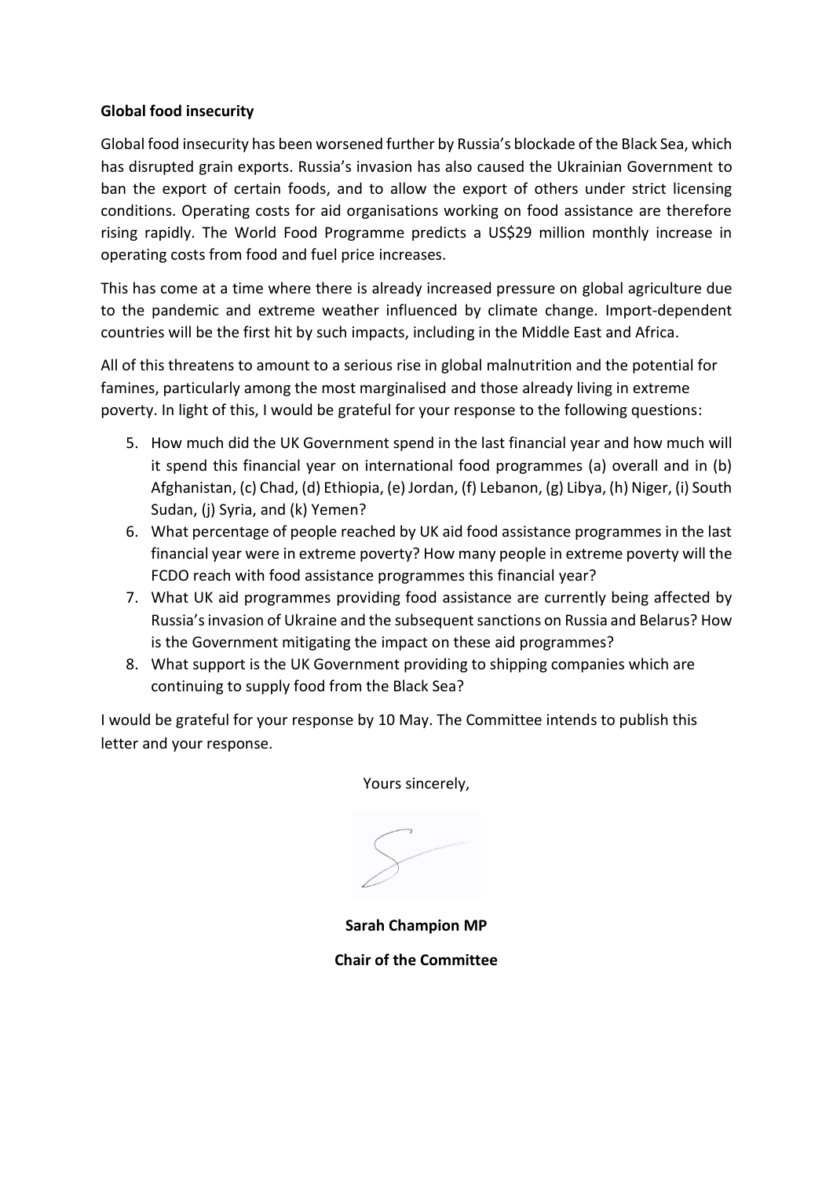**Global food insecurity**

Global food insecurity has been worsened further by Russia's blockade of the Black Sea, which has disrupted grain exports. Russia's invasion has also caused the Ukrainian Government to ban the export of certain foods, and to allow the export of others under strict licensing conditions. Operating costs for aid organisations working on food assistance are therefore rising rapidly. The World Food Programme predicts a US$29 million monthly increase in operating costs from food and fuel price increases.

This has come at a time where there is already increased pressure on global agriculture due to the pandemic and extreme weather influenced by climate change. Import-dependent countries will be the first hit by such impacts, including in the Middle East and Africa.

All of this threatens to amount to a serious rise in global malnutrition and the potential for famines, particularly among the most marginalised and those already living in extreme poverty. In light of this, I would be grateful for your response to the following questions:

5. How much did the UK Government spend in the last financial year and how much will it spend this financial year on international food programmes (a) overall and in (b) Afghanistan, (c) Chad, (d) Ethiopia, (e) Jordan, (f) Lebanon, (g) Libya, (h) Niger, (i) South Sudan, (j) Syria, and (k) Yemen?
6. What percentage of people reached by UK aid food assistance programmes in the last financial year were in extreme poverty? How many people in extreme poverty will the FCDO reach with food assistance programmes this financial year?
7. What UK aid programmes providing food assistance are currently being affected by Russia's invasion of Ukraine and the subsequent sanctions on Russia and Belarus? How is the Government mitigating the impact on these aid programmes?
8. What support is the UK Government providing to shipping companies which are continuing to supply food from the Black Sea?

I would be grateful for your response by 10 May. The Committee intends to publish this letter and your response.

Yours sincerely,

**Sarah Champion MP**

**Chair of the Committee**